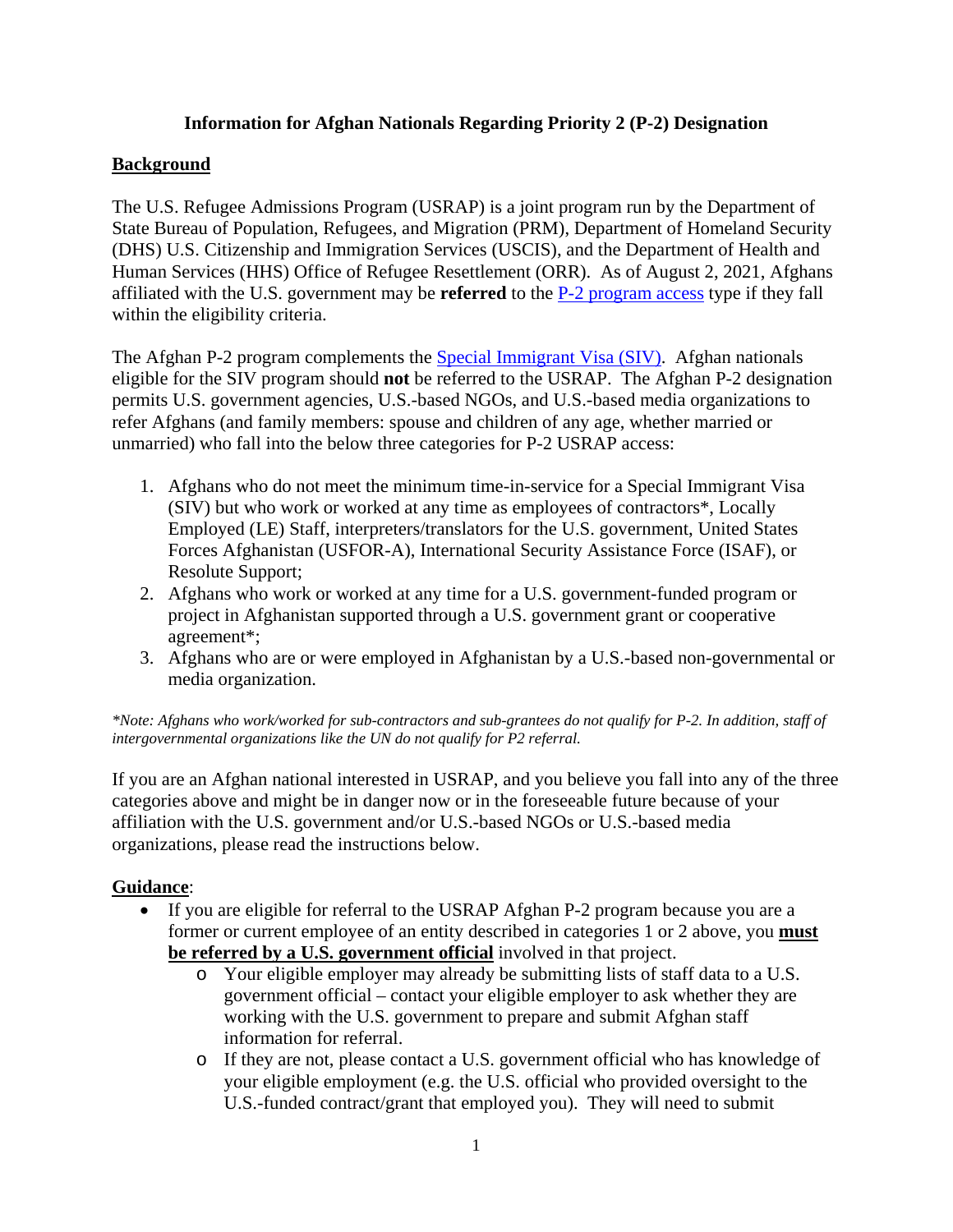# Information for Afghan Nationals Regarding Priority 2 (P-2) Designation

## Background

The U.S. Refugee Admissions Program (USRAP) is a joint program run by the Department of State Bureau of Population, Refugees, and Migration (PRM), Department of Homeland Security (DHS) U.S. Citizenship and Immigration Services (USCIS), and the Department of Health and Human Services (HHS) Office of Refugee Resettlement (ORR). As of August 2, 2021, Afghans affiliated with the U.S. government may be **referred** to the P-2 program access type if they fall within the eligibility criteria.

The Afghan P-2 program complements the Special Immigrant Visa (SIV). Afghan nationals eligible for the SIV program should **not** be referred to the USRAP. The Afghan P-2 designation permits U.S. government agencies, U.S.-based NGOs, and U.S.-based media organizations to refer Afghans (and family members: spouse and children of any age, whether married or unmarried) who fall into the below three categories for P-2 USRAP access:

1. Afghans who do not meet the minimum time-in-service for a Special Immigrant Visa (SIV) but who work or worked at any time as employees of contractors*, Locally Employed (LE) Staff, interpreters/translators for the U.S. government, United States Forces Afghanistan (USFOR-A), International Security Assistance Force (ISAF), or Resolute Support;
2. Afghans who work or worked at any time for a U.S. government-funded program or project in Afghanistan supported through a U.S. government grant or cooperative agreement*;
3. Afghans who are or were employed in Afghanistan by a U.S.-based non-governmental or media organization.

*\*Note: Afghans who work/worked for sub-contractors and sub-grantees do not qualify for P-2. In addition, staff of intergovernmental organizations like the UN do not qualify for P2 referral.*

If you are an Afghan national interested in USRAP, and you believe you fall into any of the three categories above and might be in danger now or in the foreseeable future because of your affiliation with the U.S. government and/or U.S.-based NGOs or U.S.-based media organizations, please read the instructions below.

## Guidance:

- If you are eligible for referral to the USRAP Afghan P-2 program because you are a former or current employee of an entity described in categories 1 or 2 above, you **must be referred by a U.S. government official** involved in that project.
  - Your eligible employer may already be submitting lists of staff data to a U.S. government official – contact your eligible employer to ask whether they are working with the U.S. government to prepare and submit Afghan staff information for referral.
  - If they are not, please contact a U.S. government official who has knowledge of your eligible employment (e.g. the U.S. official who provided oversight to the U.S.-funded contract/grant that employed you). They will need to submit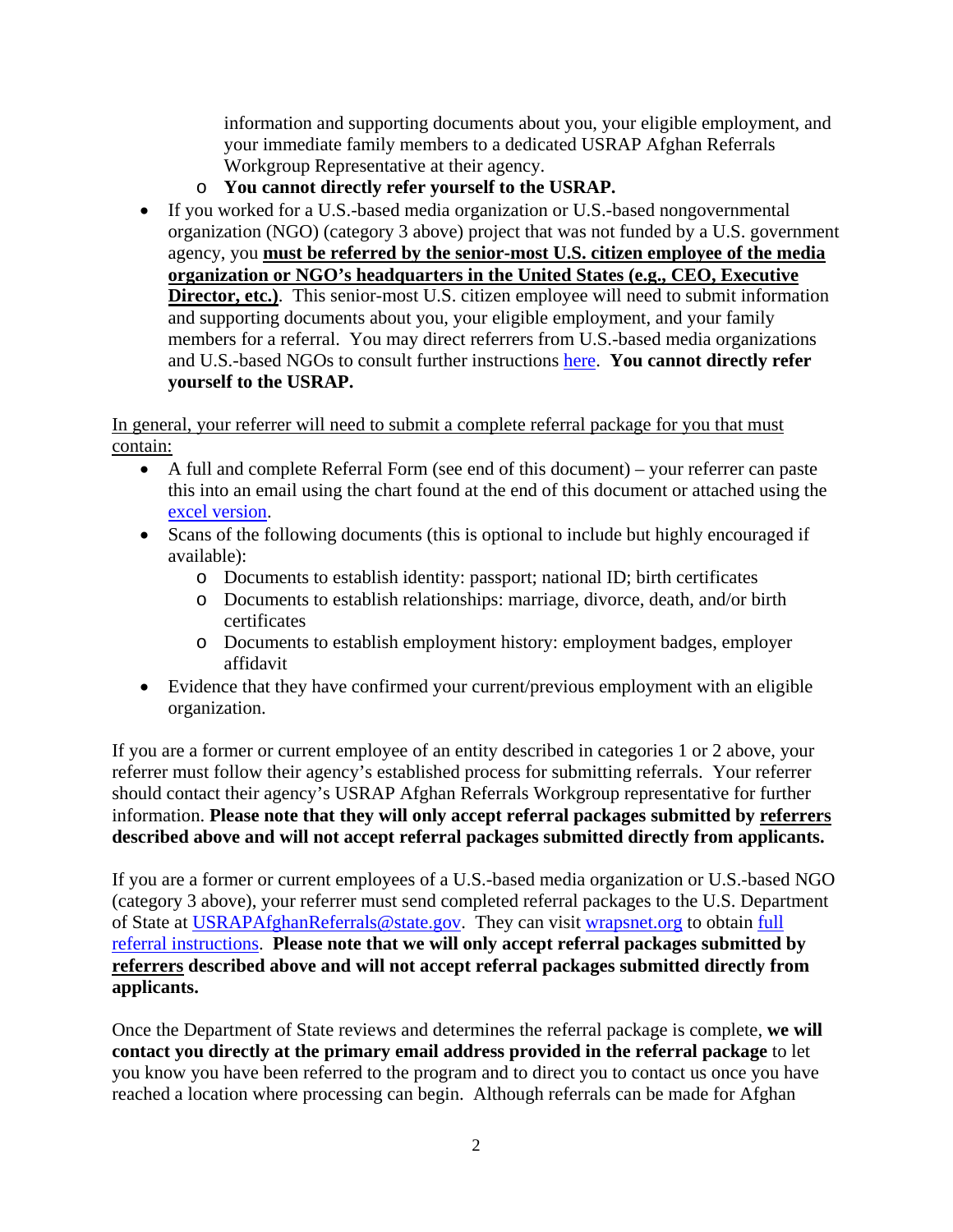information and supporting documents about you, your eligible employment, and your immediate family members to a dedicated USRAP Afghan Referrals Workgroup Representative at their agency.
    - **You cannot directly refer yourself to the USRAP.**
- If you worked for a U.S.-based media organization or U.S.-based nongovernmental organization (NGO) (category 3 above) project that was not funded by a U.S. government agency, you **must be referred by the senior-most U.S. citizen employee of the media organization or NGO's headquarters in the United States (e.g., CEO, Executive Director, etc.)**. This senior-most U.S. citizen employee will need to submit information and supporting documents about you, your eligible employment, and your family members for a referral. You may direct referrers from U.S.-based media organizations and U.S.-based NGOs to consult further instructions here. **You cannot directly refer yourself to the USRAP.**

In general, your referrer will need to submit a complete referral package for you that must contain:

- A full and complete Referral Form (see end of this document) – your referrer can paste this into an email using the chart found at the end of this document or attached using the excel version.
- Scans of the following documents (this is optional to include but highly encouraged if available):
    - Documents to establish identity: passport; national ID; birth certificates
    - Documents to establish relationships: marriage, divorce, death, and/or birth certificates
    - Documents to establish employment history: employment badges, employer affidavit
- Evidence that they have confirmed your current/previous employment with an eligible organization.

If you are a former or current employee of an entity described in categories 1 or 2 above, your referrer must follow their agency's established process for submitting referrals. Your referrer should contact their agency's USRAP Afghan Referrals Workgroup representative for further information. **Please note that they will only accept referral packages submitted by referrers described above and will not accept referral packages submitted directly from applicants.**

If you are a former or current employees of a U.S.-based media organization or U.S.-based NGO (category 3 above), your referrer must send completed referral packages to the U.S. Department of State at USRAPAfghanReferrals@state.gov. They can visit wrapsnet.org to obtain full referral instructions. **Please note that we will only accept referral packages submitted by referrers described above and will not accept referral packages submitted directly from applicants.**

Once the Department of State reviews and determines the referral package is complete, **we will contact you directly at the primary email address provided in the referral package** to let you know you have been referred to the program and to direct you to contact us once you have reached a location where processing can begin. Although referrals can be made for Afghan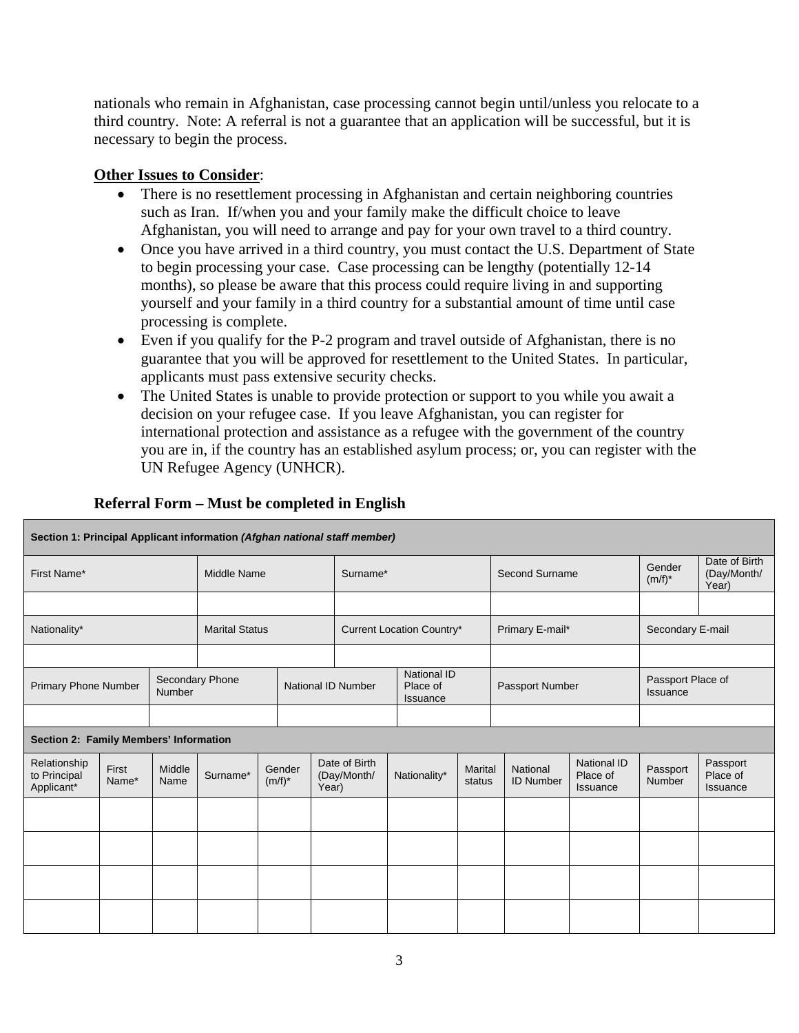nationals who remain in Afghanistan, case processing cannot begin until/unless you relocate to a third country. Note: A referral is not a guarantee that an application will be successful, but it is necessary to begin the process.

**Other Issues to Consider**:

- There is no resettlement processing in Afghanistan and certain neighboring countries such as Iran. If/when you and your family make the difficult choice to leave Afghanistan, you will need to arrange and pay for your own travel to a third country.
- Once you have arrived in a third country, you must contact the U.S. Department of State to begin processing your case. Case processing can be lengthy (potentially 12-14 months), so please be aware that this process could require living in and supporting yourself and your family in a third country for a substantial amount of time until case processing is complete.
- Even if you qualify for the P-2 program and travel outside of Afghanistan, there is no guarantee that you will be approved for resettlement to the United States. In particular, applicants must pass extensive security checks.
- The United States is unable to provide protection or support to you while you await a decision on your refugee case. If you leave Afghanistan, you can register for international protection and assistance as a refugee with the government of the country you are in, if the country has an established asylum process; or, you can register with the UN Refugee Agency (UNHCR).

### Referral Form – Must be completed in English

| **Section 1: Principal Applicant information *(Afghan national staff member)*** | | | | | |
|---|---|---|---|---|---|
| First Name* | Middle Name | Surname* | Second Surname | Gender (m/f)* | Date of Birth (Day/Month/ Year) |
| | | | | | |
| Nationality* | Marital Status | Current Location Country* | Primary E-mail* | Secondary E-mail | |
| | | | | | |

| Primary Phone Number | Secondary Phone Number | National ID Number | National ID Place of Issuance | Passport Number | Passport Place of Issuance |
|---|---|---|---|---|---|
| | | | | | |

| **Section 2: Family Members' Information** | | | | | | | | | | | |
|---|---|---|---|---|---|---|---|---|---|---|---|
| Relationship to Principal Applicant* | First Name* | Middle Name | Surname* | Gender (m/f)* | Date of Birth (Day/Month/ Year) | Nationality* | Marital status | National ID Number | National ID Place of Issuance | Passport Number | Passport Place of Issuance |
| | | | | | | | | | | | |
| | | | | | | | | | | | |
| | | | | | | | | | | | |
| | | | | | | | | | | | |